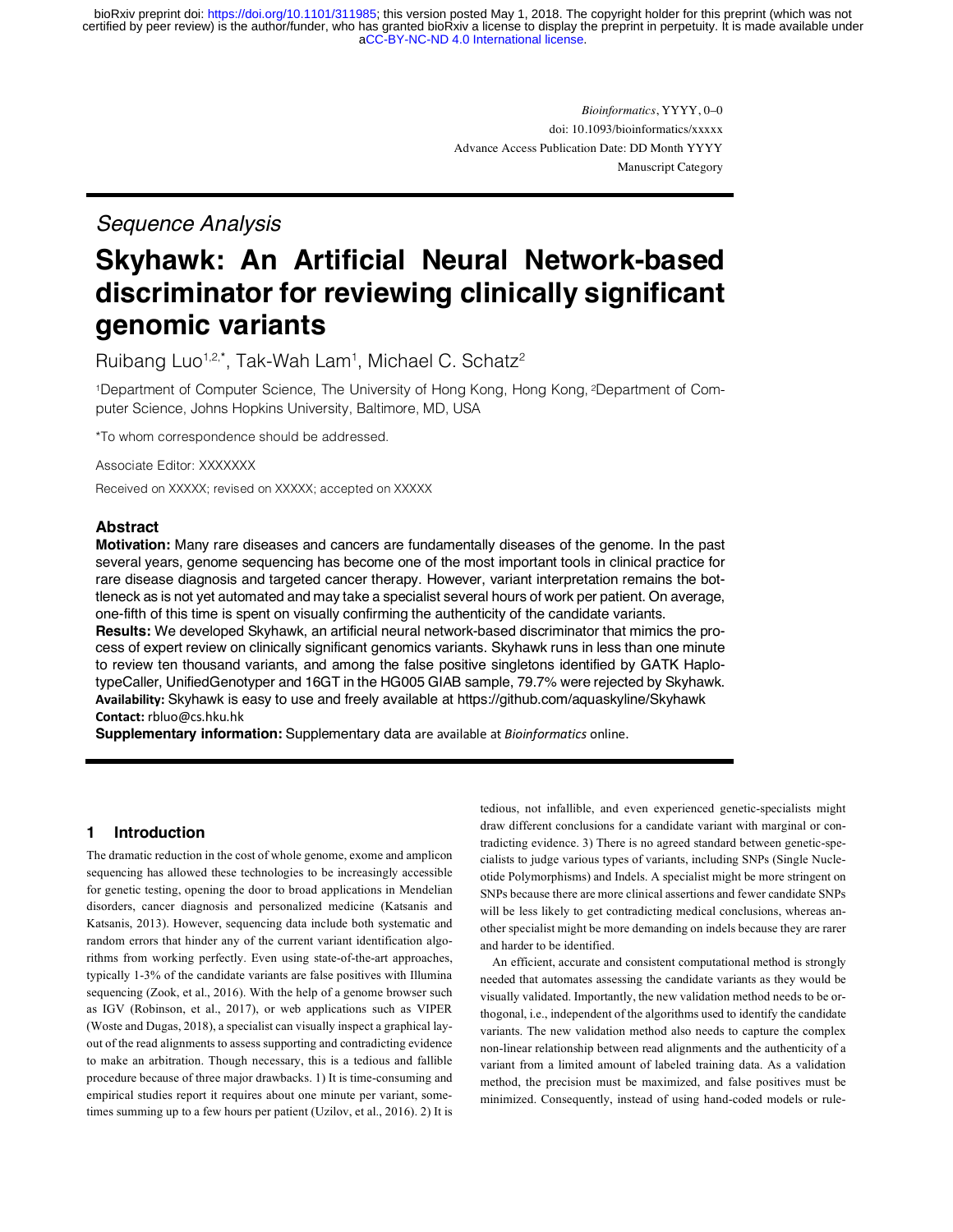## Sequence Analysis

# Skyhawk: An Artificial Neural Network-based discriminator for reviewing clinically significant genomic variants

Ruibang Luo[1,2,*], Tak-Wah Lam[1], Michael C. Schatz[2]

[1]Department of Computer Science, The University of Hong Kong, Hong Kong, [2]Department of Computer Science, Johns Hopkins University, Baltimore, MD, USA

*To whom correspondence should be addressed.

Associate Editor: XXXXXXX

Received on XXXXX; revised on XXXXX; accepted on XXXXX

### Abstract

**Motivation:** Many rare diseases and cancers are fundamentally diseases of the genome. In the past several years, genome sequencing has become one of the most important tools in clinical practice for rare disease diagnosis and targeted cancer therapy. However, variant interpretation remains the bottleneck as is not yet automated and may take a specialist several hours of work per patient. On average, one-fifth of this time is spent on visually confirming the authenticity of the candidate variants.

**Results:** We developed Skyhawk, an artificial neural network-based discriminator that mimics the process of expert review on clinically significant genomics variants. Skyhawk runs in less than one minute to review ten thousand variants, and among the false positive singletons identified by GATK HaplotypeCaller, UnifiedGenotyper and 16GT in the HG005 GIAB sample, 79.7% were rejected by Skyhawk.

**Availability:** Skyhawk is easy to use and freely available at https://github.com/aquaskyline/Skyhawk

**Contact:** rbluo@cs.hku.hk

**Supplementary information:** Supplementary data are available at *Bioinformatics* online.

## 1 Introduction

The dramatic reduction in the cost of whole genome, exome and amplicon sequencing has allowed these technologies to be increasingly accessible for genetic testing, opening the door to broad applications in Mendelian disorders, cancer diagnosis and personalized medicine (Katsanis and Katsanis, 2013). However, sequencing data include both systematic and random errors that hinder any of the current variant identification algorithms from working perfectly. Even using state-of-the-art approaches, typically 1-3% of the candidate variants are false positives with Illumina sequencing (Zook, et al., 2016). With the help of a genome browser such as IGV (Robinson, et al., 2017), or web applications such as VIPER (Woste and Dugas, 2018), a specialist can visually inspect a graphical layout of the read alignments to assess supporting and contradicting evidence to make an arbitration. Though necessary, this is a tedious and fallible procedure because of three major drawbacks. 1) It is time-consuming and empirical studies report it requires about one minute per variant, sometimes summing up to a few hours per patient (Uzilov, et al., 2016). 2) It is tedious, not infallible, and even experienced genetic-specialists might draw different conclusions for a candidate variant with marginal or contradicting evidence. 3) There is no agreed standard between genetic-specialists to judge various types of variants, including SNPs (Single Nucleotide Polymorphisms) and Indels. A specialist might be more stringent on SNPs because there are more clinical assertions and fewer candidate SNPs will be less likely to get contradicting medical conclusions, whereas another specialist might be more demanding on indels because they are rarer and harder to be identified.

An efficient, accurate and consistent computational method is strongly needed that automates assessing the candidate variants as they would be visually validated. Importantly, the new validation method needs to be orthogonal, i.e., independent of the algorithms used to identify the candidate variants. The new validation method also needs to capture the complex non-linear relationship between read alignments and the authenticity of a variant from a limited amount of labeled training data. As a validation method, the precision must be maximized, and false positives must be minimized. Consequently, instead of using hand-coded models or rule-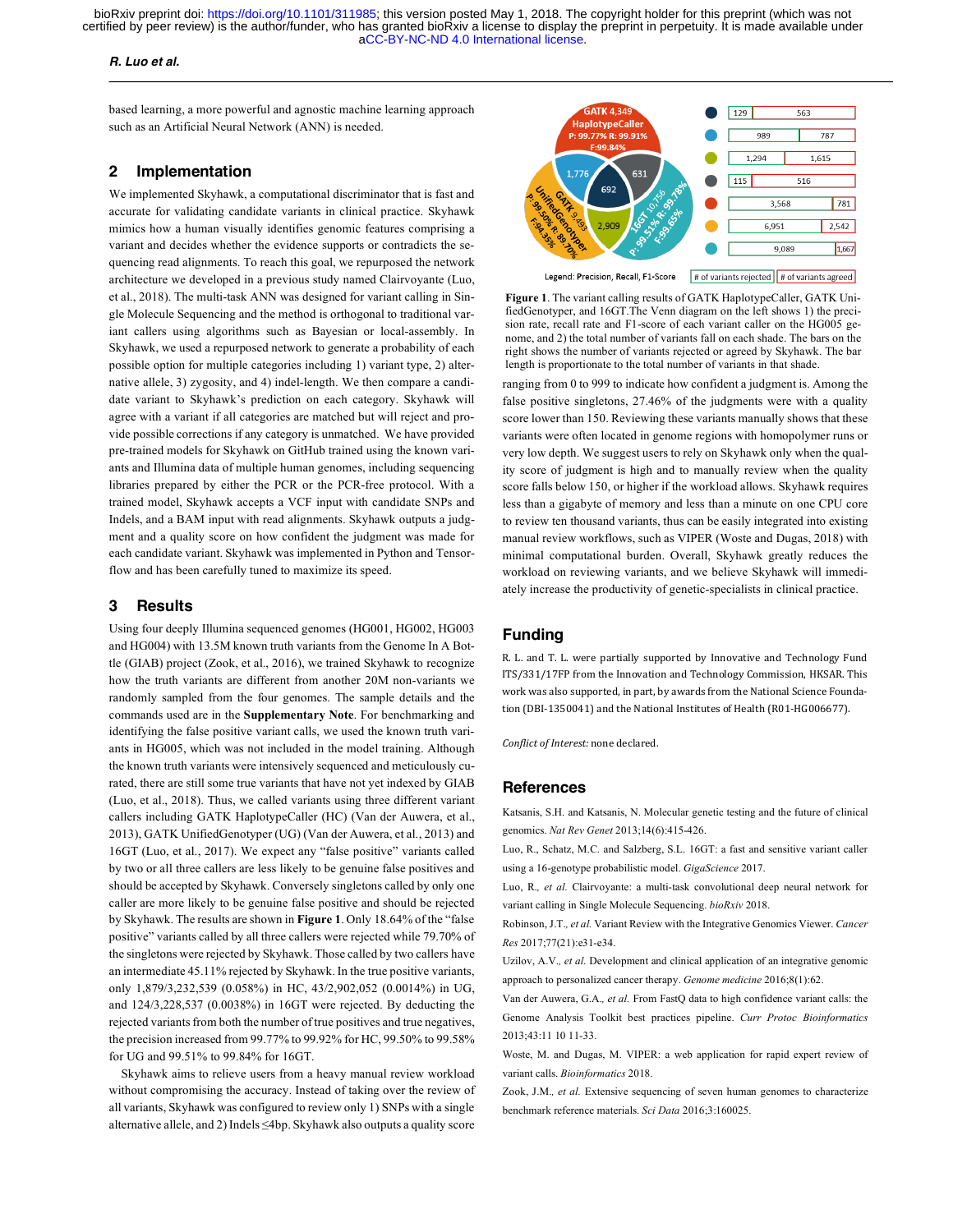based learning, a more powerful and agnostic machine learning approach such as an Artificial Neural Network (ANN) is needed.

## 2 Implementation

We implemented Skyhawk, a computational discriminator that is fast and accurate for validating candidate variants in clinical practice. Skyhawk mimics how a human visually identifies genomic features comprising a variant and decides whether the evidence supports or contradicts the sequencing read alignments. To reach this goal, we repurposed the network architecture we developed in a previous study named Clairvoyante (Luo, et al., 2018). The multi-task ANN was designed for variant calling in Single Molecule Sequencing and the method is orthogonal to traditional variant callers using algorithms such as Bayesian or local-assembly. In Skyhawk, we used a repurposed network to generate a probability of each possible option for multiple categories including 1) variant type, 2) alternative allele, 3) zygosity, and 4) indel-length. We then compare a candidate variant to Skyhawk's prediction on each category. Skyhawk will agree with a variant if all categories are matched but will reject and provide possible corrections if any category is unmatched. We have provided pre-trained models for Skyhawk on GitHub trained using the known variants and Illumina data of multiple human genomes, including sequencing libraries prepared by either the PCR or the PCR-free protocol. With a trained model, Skyhawk accepts a VCF input with candidate SNPs and Indels, and a BAM input with read alignments. Skyhawk outputs a judgment and a quality score on how confident the judgment was made for each candidate variant. Skyhawk was implemented in Python and Tensorflow and has been carefully tuned to maximize its speed.

## 3 Results

Using four deeply Illumina sequenced genomes (HG001, HG002, HG003 and HG004) with 13.5M known truth variants from the Genome In A Bottle (GIAB) project (Zook, et al., 2016), we trained Skyhawk to recognize how the truth variants are different from another 20M non-variants we randomly sampled from the four genomes. The sample details and the commands used are in the **Supplementary Note**. For benchmarking and identifying the false positive variant calls, we used the known truth variants in HG005, which was not included in the model training. Although the known truth variants were intensively sequenced and meticulously curated, there are still some true variants that have not yet indexed by GIAB (Luo, et al., 2018). Thus, we called variants using three different variant callers including GATK HaplotypeCaller (HC) (Van der Auwera, et al., 2013), GATK UnifiedGenotyper (UG) (Van der Auwera, et al., 2013) and 16GT (Luo, et al., 2017). We expect any "false positive" variants called by two or all three callers are less likely to be genuine false positives and should be accepted by Skyhawk. Conversely singletons called by only one caller are more likely to be genuine false positive and should be rejected by Skyhawk. The results are shown in **Figure 1**. Only 18.64% of the "false positive" variants called by all three callers were rejected while 79.70% of the singletons were rejected by Skyhawk. Those called by two callers have an intermediate 45.11% rejected by Skyhawk. In the true positive variants, only 1,879/3,232,539 (0.058%) in HC, 43/2,902,052 (0.0014%) in UG, and 124/3,228,537 (0.0038%) in 16GT were rejected. By deducting the rejected variants from both the number of true positives and true negatives, the precision increased from 99.77% to 99.92% for HC, 99.50% to 99.58% for UG and 99.51% to 99.84% for 16GT.

Skyhawk aims to relieve users from a heavy manual review workload without compromising the accuracy. Instead of taking over the review of all variants, Skyhawk was configured to review only 1) SNPs with a single alternative allele, and 2) Indels ≤4bp. Skyhawk also outputs a quality score

GATK 4,349
HaplotypeCaller
P: 99.77% R: 99.91%
F:99.84%

GATK 9,493
UnifiedGenotyper
P: 99.50% R: 89.70%
F:94.35%

16GT 10,756
P: 99.51% R: 99.78%
F:99.65%

1,776
631
692
2,909

129 | 563
989 | 787
1,294 | 1,615
115 | 516
3,568 | 781
6,951 | 2,542
9,089 | 1,667

Legend: Precision, Recall, F1-Score
# of variants rejected
# of variants agreed

**Figure 1**. The variant calling results of GATK HaplotypeCaller, GATK UnifiedGenotyper, and 16GT.The Venn diagram on the left shows 1) the precision rate, recall rate and F1-score of each variant caller on the HG005 genome, and 2) the total number of variants fall on each shade. The bars on the right shows the number of variants rejected or agreed by Skyhawk. The bar length is proportionate to the total number of variants in that shade.

ranging from 0 to 999 to indicate how confident a judgment is. Among the false positive singletons, 27.46% of the judgments were with a quality score lower than 150. Reviewing these variants manually shows that these variants were often located in genome regions with homopolymer runs or very low depth. We suggest users to rely on Skyhawk only when the quality score of judgment is high and to manually review when the quality score falls below 150, or higher if the workload allows. Skyhawk requires less than a gigabyte of memory and less than a minute on one CPU core to review ten thousand variants, thus can be easily integrated into existing manual review workflows, such as VIPER (Woste and Dugas, 2018) with minimal computational burden. Overall, Skyhawk greatly reduces the workload on reviewing variants, and we believe Skyhawk will immediately increase the productivity of genetic-specialists in clinical practice.

## Funding

R. L. and T. L. were partially supported by Innovative and Technology Fund ITS/331/17FP from the Innovation and Technology Commission, HKSAR. This work was also supported, in part, by awards from the National Science Foundation (DBI-1350041) and the National Institutes of Health (R01-HG006677).

*Conflict of Interest:* none declared.

## References

Katsanis, S.H. and Katsanis, N. Molecular genetic testing and the future of clinical genomics. *Nat Rev Genet* 2013;14(6):415-426.

Luo, R., Schatz, M.C. and Salzberg, S.L. 16GT: a fast and sensitive variant caller using a 16-genotype probabilistic model. *GigaScience* 2017.

Luo, R., *et al.* Clairvoyante: a multi-task convolutional deep neural network for variant calling in Single Molecule Sequencing. *bioRxiv* 2018.

Robinson, J.T., *et al.* Variant Review with the Integrative Genomics Viewer. *Cancer Res* 2017;77(21):e31-e34.

Uzilov, A.V., *et al.* Development and clinical application of an integrative genomic approach to personalized cancer therapy. *Genome medicine* 2016;8(1):62.

Van der Auwera, G.A., *et al.* From FastQ data to high confidence variant calls: the Genome Analysis Toolkit best practices pipeline. *Curr Protoc Bioinformatics* 2013;43:11 10 11-33.

Woste, M. and Dugas, M. VIPER: a web application for rapid expert review of variant calls. *Bioinformatics* 2018.

Zook, J.M., *et al.* Extensive sequencing of seven human genomes to characterize benchmark reference materials. *Sci Data* 2016;3:160025.